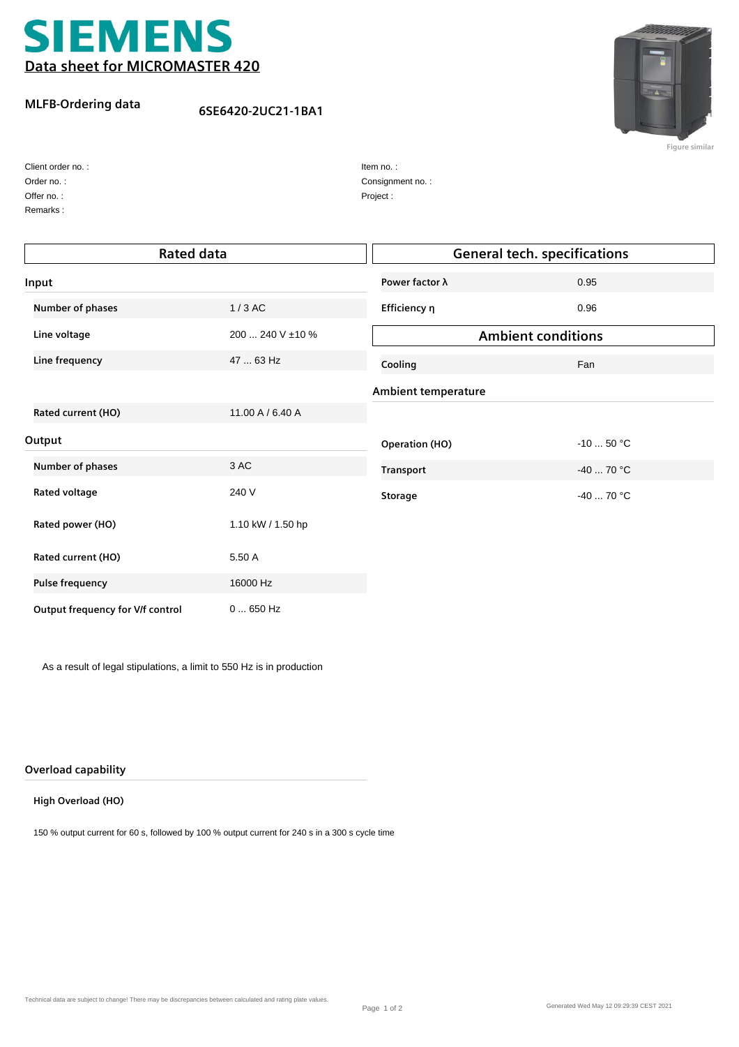# SIEMENS

## Data sheet for MICROMASTER 420

**MLFB-Ordering data** 6SE6420-2UC21-1BA1

Figure similar

Client order no. :
Order no. :
Offer no. :
Remarks :

Item no. :
Consignment no. :
Project :

## Rated data

### Input

| | |
|---|---|
| **Number of phases** | 1 / 3 AC |
| **Line voltage** | 200 ... 240 V ±10 % |
| **Line frequency** | 47 ... 63 Hz |
| **Rated current (HO)** | 11.00 A / 6.40 A |

### Output

| | |
|---|---|
| **Number of phases** | 3 AC |
| **Rated voltage** | 240 V |
| **Rated power (HO)** | 1.10 kW / 1.50 hp |
| **Rated current (HO)** | 5.50 A |
| **Pulse frequency** | 16000 Hz |
| **Output frequency for V/f control** | 0 ... 650 Hz |

As a result of legal stipulations, a limit to 550 Hz is in production

### Overload capability

**High Overload (HO)**

150 % output current for 60 s, followed by 100 % output current for 240 s in a 300 s cycle time

## General tech. specifications

| | |
|---|---|
| **Power factor λ** | 0.95 |
| **Efficiency η** | 0.96 |

## Ambient conditions

| | |
|---|---|
| **Cooling** | Fan |

### Ambient temperature

| | |
|---|---|
| **Operation (HO)** | -10 ... 50 °C |
| **Transport** | -40 ... 70 °C |
| **Storage** | -40 ... 70 °C |

Technical data are subject to change! There may be discrepancies between calculated and rating plate values.

Generated Wed May 12 09:29:39 CEST 2021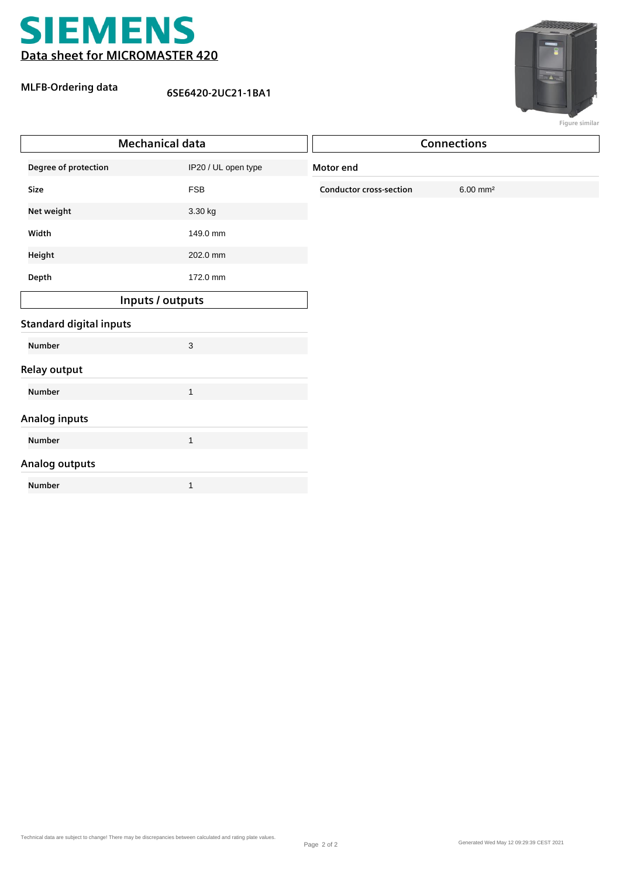# SIEMENS

## Data sheet for MICROMASTER 420

**MLFB-Ordering data** 6SE6420-2UC21-1BA1

Figure similar

## Mechanical data

| | |
|---|---|
| **Degree of protection** | IP20 / UL open type |
| **Size** | FSB |
| **Net weight** | 3.30 kg |
| **Width** | 149.0 mm |
| **Height** | 202.0 mm |
| **Depth** | 172.0 mm |

## Inputs / outputs

### Standard digital inputs

| | |
|---|---|
| **Number** | 3 |

### Relay output

| | |
|---|---|
| **Number** | 1 |

### Analog inputs

| | |
|---|---|
| **Number** | 1 |

### Analog outputs

| | |
|---|---|
| **Number** | 1 |

## Connections

### Motor end

| | |
|---|---|
| **Conductor cross-section** | 6.00 $mm^2$ |

Technical data are subject to change! There may be discrepancies between calculated and rating plate values.

Generated Wed May 12 09:29:39 CEST 2021